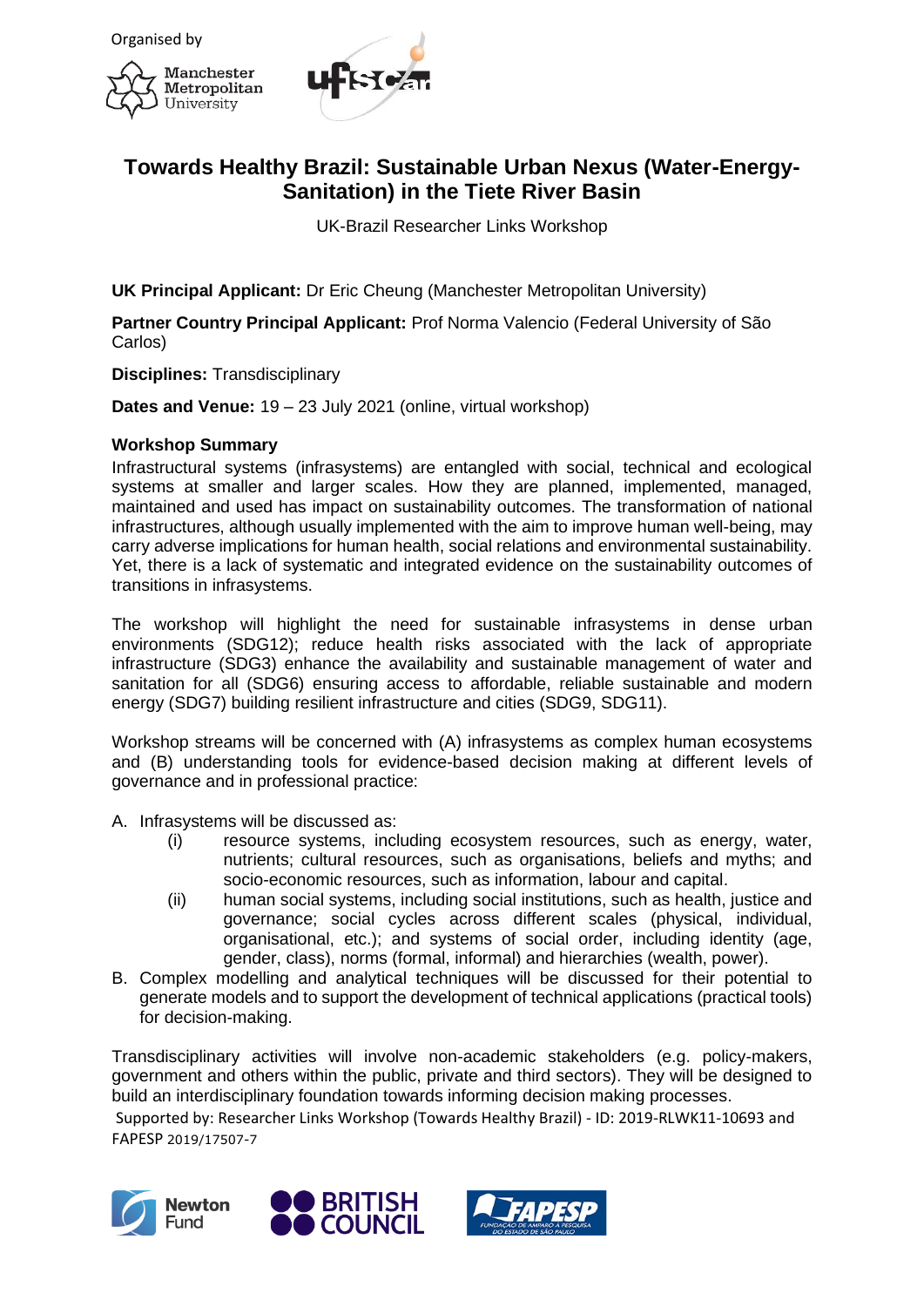Organised by

# Towards Healthy Brazil: Sustainable Urban Nexus (Water-Energy-Sanitation) in the Tiete River Basin

UK-Brazil Researcher Links Workshop

**UK Principal Applicant:** Dr Eric Cheung (Manchester Metropolitan University)

**Partner Country Principal Applicant:** Prof Norma Valencio (Federal University of São Carlos)

**Disciplines:** Transdisciplinary

**Dates and Venue:** 19 – 23 July 2021 (online, virtual workshop)

**Workshop Summary**

Infrastructural systems (infrasystems) are entangled with social, technical and ecological systems at smaller and larger scales. How they are planned, implemented, managed, maintained and used has impact on sustainability outcomes. The transformation of national infrastructures, although usually implemented with the aim to improve human well-being, may carry adverse implications for human health, social relations and environmental sustainability. Yet, there is a lack of systematic and integrated evidence on the sustainability outcomes of transitions in infrasystems.

The workshop will highlight the need for sustainable infrasystems in dense urban environments (SDG12); reduce health risks associated with the lack of appropriate infrastructure (SDG3) enhance the availability and sustainable management of water and sanitation for all (SDG6) ensuring access to affordable, reliable sustainable and modern energy (SDG7) building resilient infrastructure and cities (SDG9, SDG11).

Workshop streams will be concerned with (A) infrasystems as complex human ecosystems and (B) understanding tools for evidence-based decision making at different levels of governance and in professional practice:

A. Infrasystems will be discussed as:
    (i) resource systems, including ecosystem resources, such as energy, water, nutrients; cultural resources, such as organisations, beliefs and myths; and socio-economic resources, such as information, labour and capital.
    (ii) human social systems, including social institutions, such as health, justice and governance; social cycles across different scales (physical, individual, organisational, etc.); and systems of social order, including identity (age, gender, class), norms (formal, informal) and hierarchies (wealth, power).
B. Complex modelling and analytical techniques will be discussed for their potential to generate models and to support the development of technical applications (practical tools) for decision-making.

Transdisciplinary activities will involve non-academic stakeholders (e.g. policy-makers, government and others within the public, private and third sectors). They will be designed to build an interdisciplinary foundation towards informing decision making processes.

Supported by: Researcher Links Workshop (Towards Healthy Brazil) - ID: 2019-RLWK11-10693 and FAPESP 2019/17507-7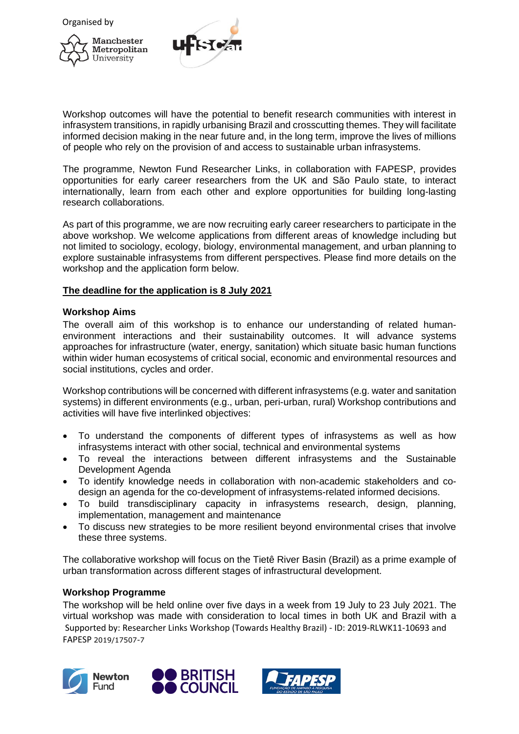Organised by

Workshop outcomes will have the potential to benefit research communities with interest in infrasystem transitions, in rapidly urbanising Brazil and crosscutting themes. They will facilitate informed decision making in the near future and, in the long term, improve the lives of millions of people who rely on the provision of and access to sustainable urban infrasystems.

The programme, Newton Fund Researcher Links, in collaboration with FAPESP, provides opportunities for early career researchers from the UK and São Paulo state, to interact internationally, learn from each other and explore opportunities for building long-lasting research collaborations.

As part of this programme, we are now recruiting early career researchers to participate in the above workshop. We welcome applications from different areas of knowledge including but not limited to sociology, ecology, biology, environmental management, and urban planning to explore sustainable infrasystems from different perspectives. Please find more details on the workshop and the application form below.

**The deadline for the application is 8 July 2021**

### Workshop Aims

The overall aim of this workshop is to enhance our understanding of related human-environment interactions and their sustainability outcomes. It will advance systems approaches for infrastructure (water, energy, sanitation) which situate basic human functions within wider human ecosystems of critical social, economic and environmental resources and social institutions, cycles and order.

Workshop contributions will be concerned with different infrasystems (e.g. water and sanitation systems) in different environments (e.g., urban, peri-urban, rural) Workshop contributions and activities will have five interlinked objectives:

- To understand the components of different types of infrasystems as well as how infrasystems interact with other social, technical and environmental systems
- To reveal the interactions between different infrasystems and the Sustainable Development Agenda
- To identify knowledge needs in collaboration with non-academic stakeholders and co-design an agenda for the co-development of infrasystems-related informed decisions.
- To build transdisciplinary capacity in infrasystems research, design, planning, implementation, management and maintenance
- To discuss new strategies to be more resilient beyond environmental crises that involve these three systems.

The collaborative workshop will focus on the Tietê River Basin (Brazil) as a prime example of urban transformation across different stages of infrastructural development.

### Workshop Programme

The workshop will be held online over five days in a week from 19 July to 23 July 2021. The virtual workshop was made with consideration to local times in both UK and Brazil with a

Supported by: Researcher Links Workshop (Towards Healthy Brazil) - ID: 2019-RLWK11-10693 and FAPESP 2019/17507-7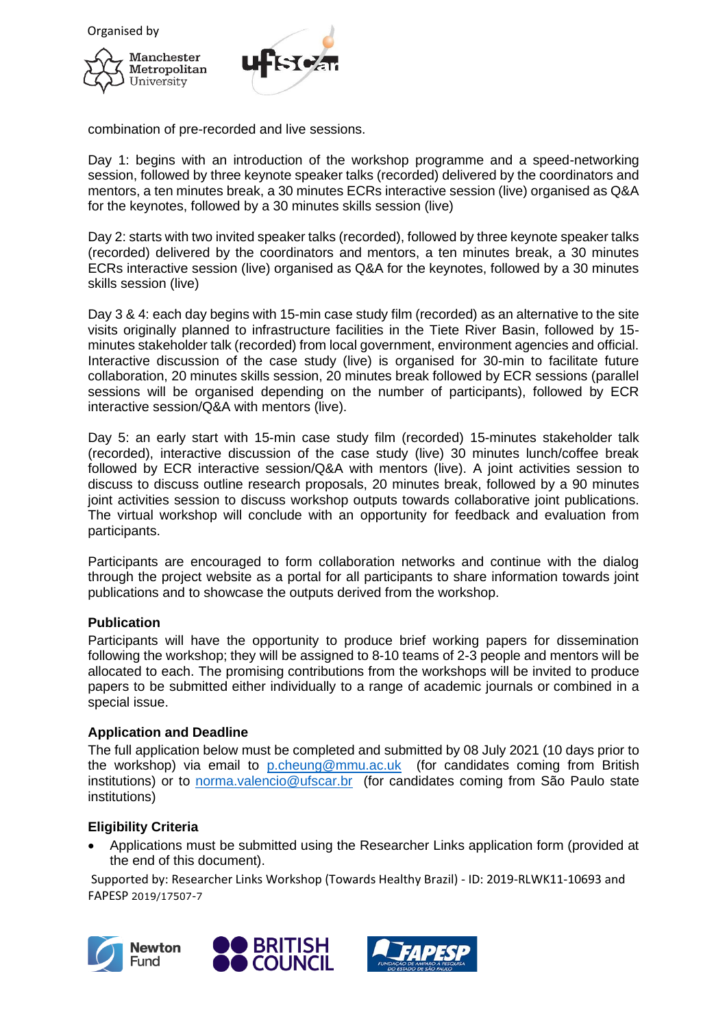combination of pre-recorded and live sessions.

Day 1: begins with an introduction of the workshop programme and a speed-networking session, followed by three keynote speaker talks (recorded) delivered by the coordinators and mentors, a ten minutes break, a 30 minutes ECRs interactive session (live) organised as Q&A for the keynotes, followed by a 30 minutes skills session (live)

Day 2: starts with two invited speaker talks (recorded), followed by three keynote speaker talks (recorded) delivered by the coordinators and mentors, a ten minutes break, a 30 minutes ECRs interactive session (live) organised as Q&A for the keynotes, followed by a 30 minutes skills session (live)

Day 3 & 4: each day begins with 15-min case study film (recorded) as an alternative to the site visits originally planned to infrastructure facilities in the Tiete River Basin, followed by 15-minutes stakeholder talk (recorded) from local government, environment agencies and official. Interactive discussion of the case study (live) is organised for 30-min to facilitate future collaboration, 20 minutes skills session, 20 minutes break followed by ECR sessions (parallel sessions will be organised depending on the number of participants), followed by ECR interactive session/Q&A with mentors (live).

Day 5: an early start with 15-min case study film (recorded) 15-minutes stakeholder talk (recorded), interactive discussion of the case study (live) 30 minutes lunch/coffee break followed by ECR interactive session/Q&A with mentors (live). A joint activities session to discuss to discuss outline research proposals, 20 minutes break, followed by a 90 minutes joint activities session to discuss workshop outputs towards collaborative joint publications. The virtual workshop will conclude with an opportunity for feedback and evaluation from participants.

Participants are encouraged to form collaboration networks and continue with the dialog through the project website as a portal for all participants to share information towards joint publications and to showcase the outputs derived from the workshop.

**Publication**

Participants will have the opportunity to produce brief working papers for dissemination following the workshop; they will be assigned to 8-10 teams of 2-3 people and mentors will be allocated to each. The promising contributions from the workshops will be invited to produce papers to be submitted either individually to a range of academic journals or combined in a special issue.

**Application and Deadline**

The full application below must be completed and submitted by 08 July 2021 (10 days prior to the workshop) via email to p.cheung@mmu.ac.uk (for candidates coming from British institutions) or to norma.valencio@ufscar.br (for candidates coming from São Paulo state institutions)

**Eligibility Criteria**

- Applications must be submitted using the Researcher Links application form (provided at the end of this document).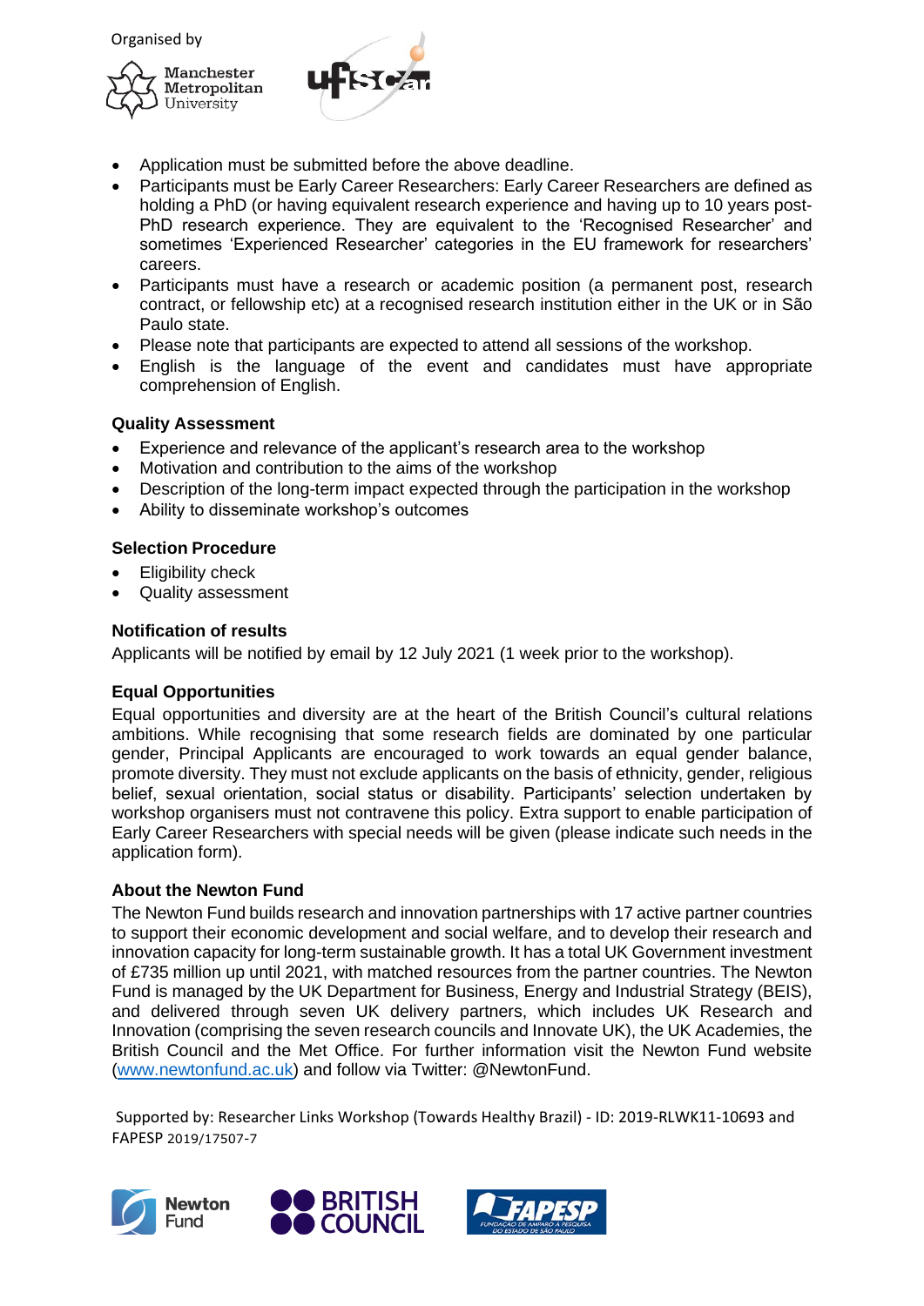Organised by

- Application must be submitted before the above deadline.
- Participants must be Early Career Researchers: Early Career Researchers are defined as holding a PhD (or having equivalent research experience and having up to 10 years post-PhD research experience. They are equivalent to the 'Recognised Researcher' and sometimes 'Experienced Researcher' categories in the EU framework for researchers' careers.
- Participants must have a research or academic position (a permanent post, research contract, or fellowship etc) at a recognised research institution either in the UK or in São Paulo state.
- Please note that participants are expected to attend all sessions of the workshop.
- English is the language of the event and candidates must have appropriate comprehension of English.

**Quality Assessment**

- Experience and relevance of the applicant's research area to the workshop
- Motivation and contribution to the aims of the workshop
- Description of the long-term impact expected through the participation in the workshop
- Ability to disseminate workshop's outcomes

**Selection Procedure**

- Eligibility check
- Quality assessment

**Notification of results**

Applicants will be notified by email by 12 July 2021 (1 week prior to the workshop).

**Equal Opportunities**

Equal opportunities and diversity are at the heart of the British Council's cultural relations ambitions. While recognising that some research fields are dominated by one particular gender, Principal Applicants are encouraged to work towards an equal gender balance, promote diversity. They must not exclude applicants on the basis of ethnicity, gender, religious belief, sexual orientation, social status or disability. Participants' selection undertaken by workshop organisers must not contravene this policy. Extra support to enable participation of Early Career Researchers with special needs will be given (please indicate such needs in the application form).

**About the Newton Fund**

The Newton Fund builds research and innovation partnerships with 17 active partner countries to support their economic development and social welfare, and to develop their research and innovation capacity for long-term sustainable growth. It has a total UK Government investment of £735 million up until 2021, with matched resources from the partner countries. The Newton Fund is managed by the UK Department for Business, Energy and Industrial Strategy (BEIS), and delivered through seven UK delivery partners, which includes UK Research and Innovation (comprising the seven research councils and Innovate UK), the UK Academies, the British Council and the Met Office. For further information visit the Newton Fund website (www.newtonfund.ac.uk) and follow via Twitter: @NewtonFund.

Supported by: Researcher Links Workshop (Towards Healthy Brazil) - ID: 2019-RLWK11-10693 and FAPESP 2019/17507-7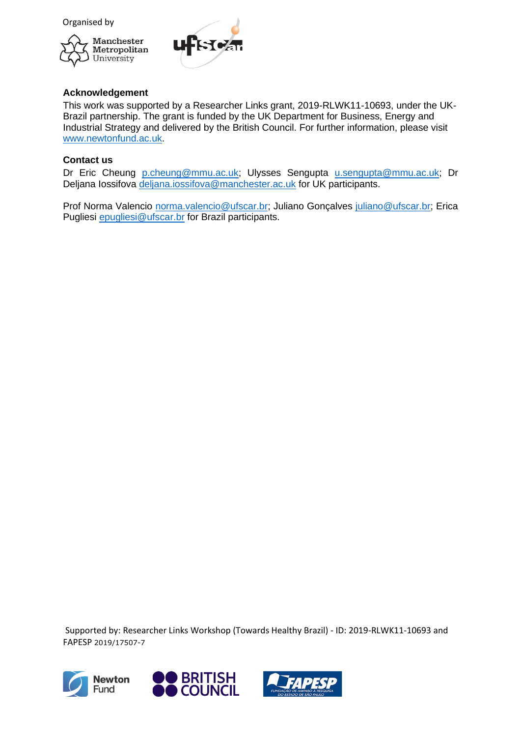Organised by

Manchester Metropolitan University

## Acknowledgement

This work was supported by a Researcher Links grant, 2019-RLWK11-10693, under the UK-Brazil partnership. The grant is funded by the UK Department for Business, Energy and Industrial Strategy and delivered by the British Council. For further information, please visit www.newtonfund.ac.uk.

## Contact us

Dr Eric Cheung p.cheung@mmu.ac.uk; Ulysses Sengupta u.sengupta@mmu.ac.uk; Dr Deljana Iossifova deljana.iossifova@manchester.ac.uk for UK participants.

Prof Norma Valencio norma.valencio@ufscar.br; Juliano Gonçalves juliano@ufscar.br; Erica Pugliesi epugliesi@ufscar.br for Brazil participants.

Supported by: Researcher Links Workshop (Towards Healthy Brazil) - ID: 2019-RLWK11-10693 and FAPESP 2019/17507-7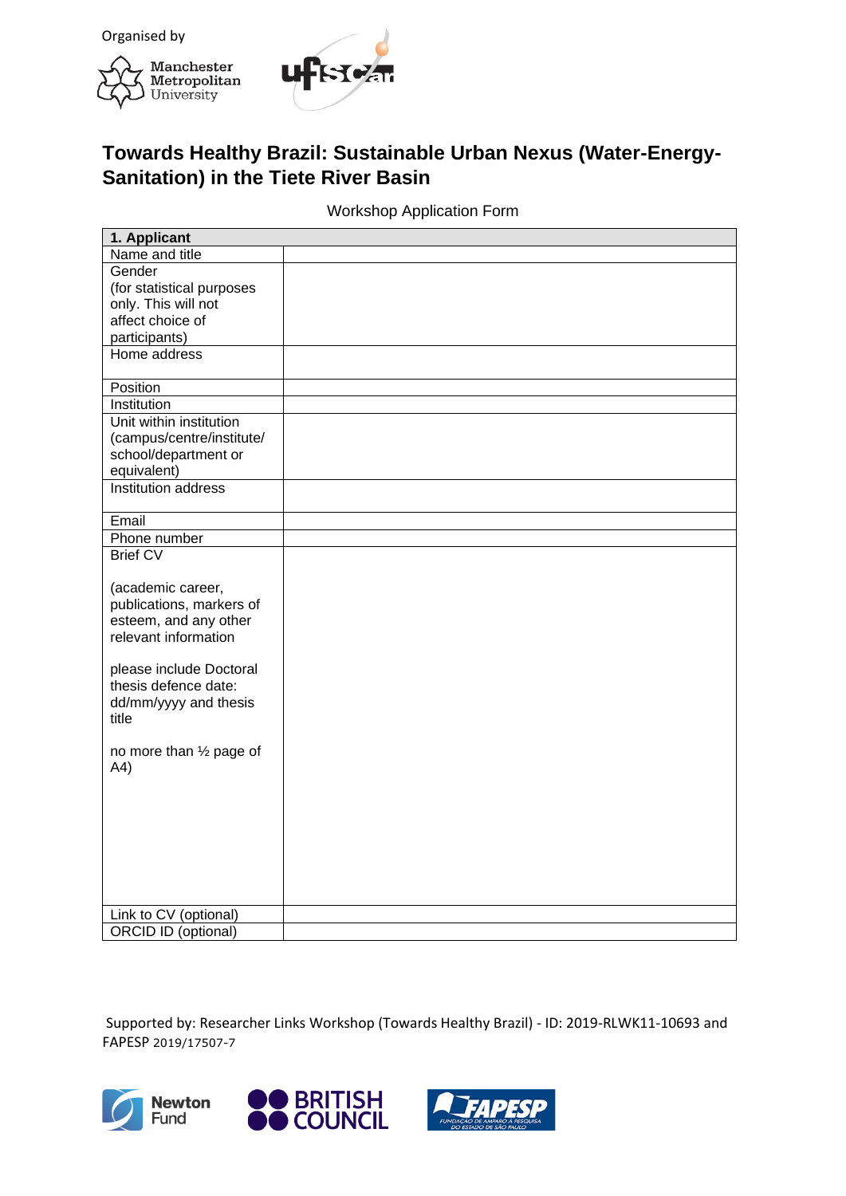Organised by

Manchester Metropolitan University

# Towards Healthy Brazil: Sustainable Urban Nexus (Water-Energy-Sanitation) in the Tiete River Basin

Workshop Application Form

| **1. Applicant** | |
|---|---|
| Name and title | |
| Gender (for statistical purposes only. This will not affect choice of participants) | |
| Home address | |
| Position | |
| Institution | |
| Unit within institution (campus/centre/institute/ school/department or equivalent) | |
| Institution address | |
| Email | |
| Phone number | |
| Brief CV<br><br>(academic career, publications, markers of esteem, and any other relevant information<br><br>please include Doctoral thesis defence date: dd/mm/yyyy and thesis title<br><br>no more than ½ page of A4) | |
| Link to CV (optional) | |
| ORCID ID (optional) | |

Supported by: Researcher Links Workshop (Towards Healthy Brazil) - ID: 2019-RLWK11-10693 and FAPESP 2019/17507-7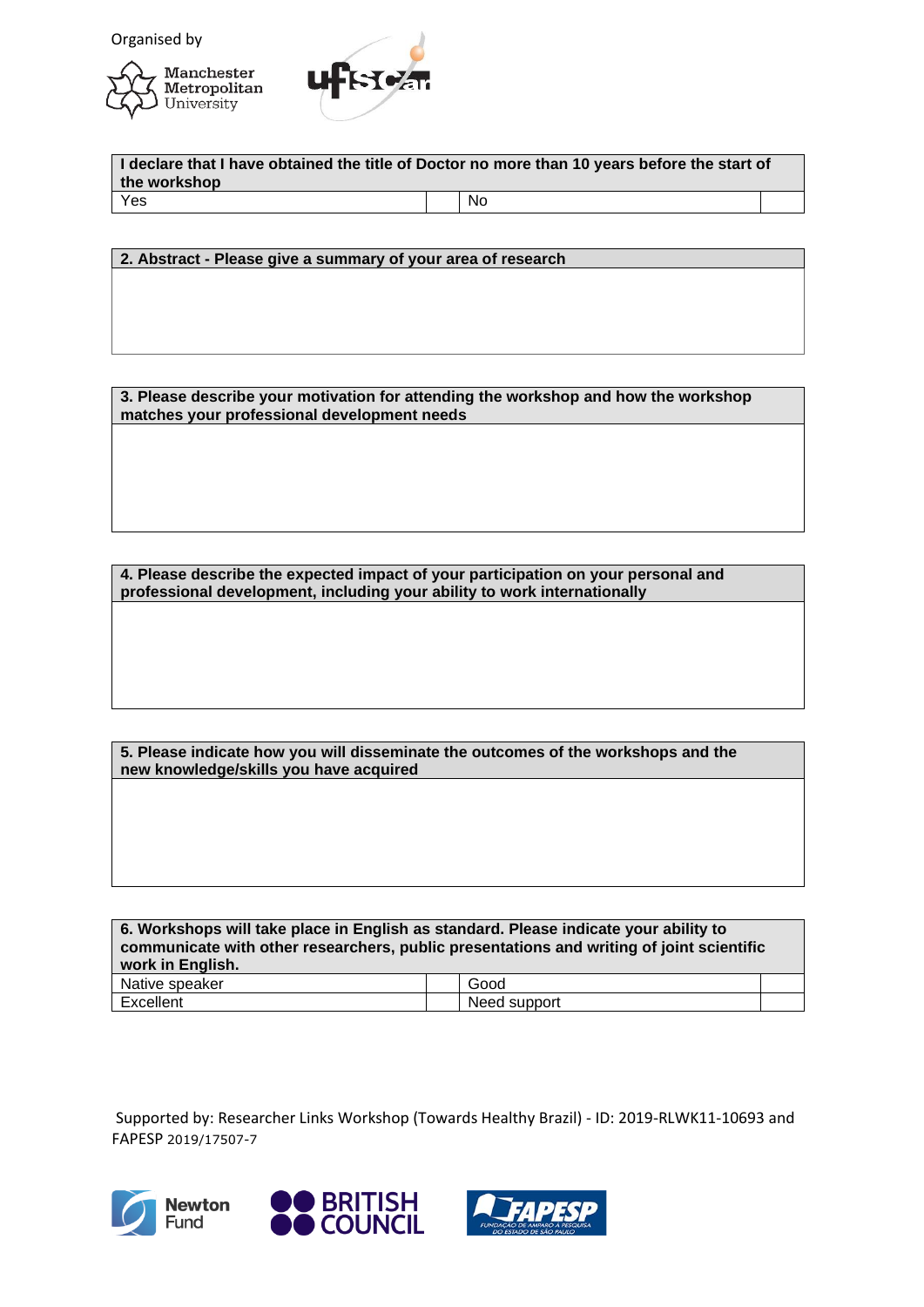Organised by

Manchester Metropolitan University

| I declare that I have obtained the title of Doctor no more than 10 years before the start of the workshop | | | |
|---|---|---|---|
| Yes | | No | |

| 2. Abstract - Please give a summary of your area of research |
|---|
| |

| 3. Please describe your motivation for attending the workshop and how the workshop matches your professional development needs |
|---|
| |

| 4. Please describe the expected impact of your participation on your personal and professional development, including your ability to work internationally |
|---|
| |

| 5. Please indicate how you will disseminate the outcomes of the workshops and the new knowledge/skills you have acquired |
|---|
| |

| 6. Workshops will take place in English as standard. Please indicate your ability to communicate with other researchers, public presentations and writing of joint scientific work in English. | | | |
|---|---|---|---|
| Native speaker | | Good | |
| Excellent | | Need support | |

Supported by: Researcher Links Workshop (Towards Healthy Brazil) - ID: 2019-RLWK11-10693 and FAPESP 2019/17507-7

Newton Fund

BRITISH COUNCIL

FAPESP FUNDAÇÃO DE AMPARO À PESQUISA DO ESTADO DE SÃO PAULO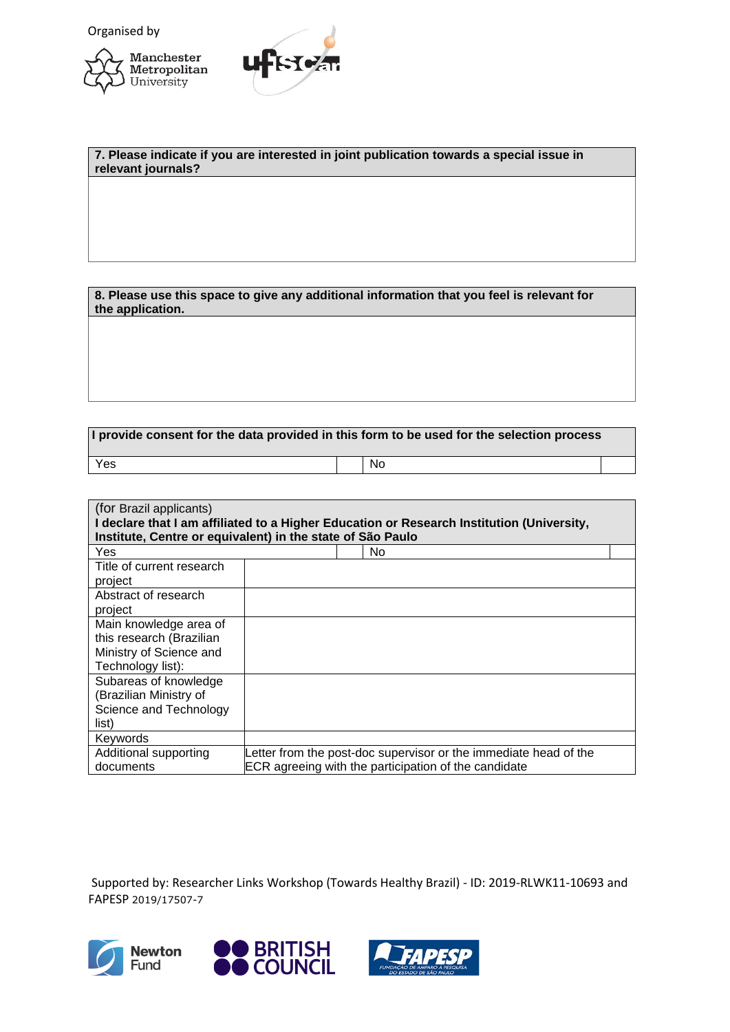Organised by

| **7. Please indicate if you are interested in joint publication towards a special issue in relevant journals?** |
|---|
| |

| **8. Please use this space to give any additional information that you feel is relevant for the application.** |
|---|
| |

| **I provide consent for the data provided in this form to be used for the selection process** | | | |
|---|---|---|---|
| Yes | | No | |

| (for Brazil applicants) **I declare that I am affiliated to a Higher Education or Research Institution (University, Institute, Centre or equivalent) in the state of São Paulo** | | | |
|---|---|---|---|
| Yes | | No | |

| | |
|---|---|
| Title of current research project | |
| Abstract of research project | |
| Main knowledge area of this research (Brazilian Ministry of Science and Technology list): | |
| Subareas of knowledge (Brazilian Ministry of Science and Technology list) | |
| Keywords | |
| Additional supporting documents | Letter from the post-doc supervisor or the immediate head of the ECR agreeing with the participation of the candidate |

Supported by: Researcher Links Workshop (Towards Healthy Brazil) - ID: 2019-RLWK11-10693 and FAPESP 2019/17507-7